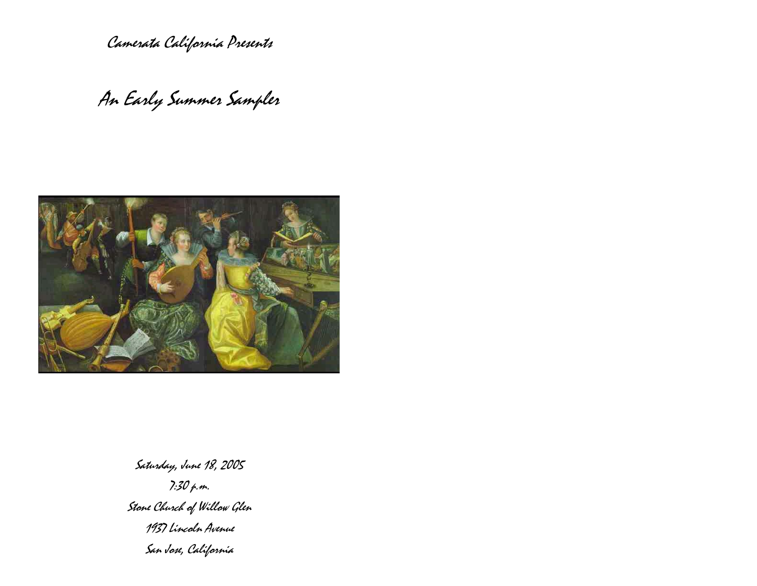*Camerata California Presents*

# *An Early Summer Sampler*

*Saturday, June 18, 2005*

*7:30 p.m.*

*Stone Church of Willow Glen*

*1937 Lincoln Avenue*

*San Jose, California*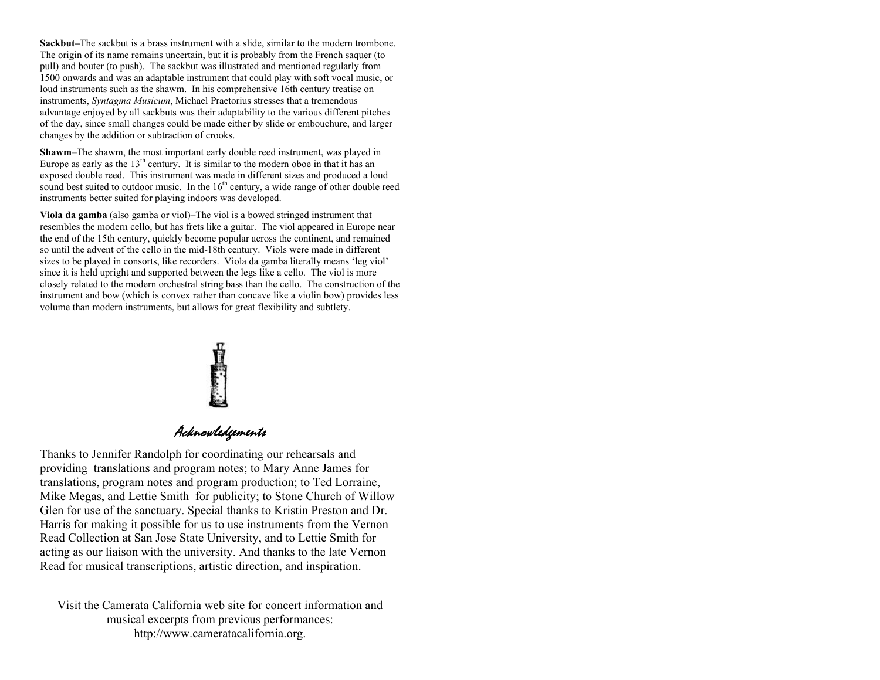**Sackbut**–The sackbut is a brass instrument with a slide, similar to the modern trombone. The origin of its name remains uncertain, but it is probably from the French saquer (to pull) and bouter (to push). The sackbut was illustrated and mentioned regularly from 1500 onwards and was an adaptable instrument that could play with soft vocal music, or loud instruments such as the shawm. In his comprehensive 16th century treatise on instruments, *Syntagma Musicum*, Michael Praetorius stresses that a tremendous advantage enjoyed by all sackbuts was their adaptability to the various different pitches of the day, since small changes could be made either by slide or embouchure, and larger changes by the addition or subtraction of crooks.

**Shawm**–The shawm, the most important early double reed instrument, was played in Europe as early as the 13th century. It is similar to the modern oboe in that it has an exposed double reed. This instrument was made in different sizes and produced a loud sound best suited to outdoor music. In the 16th century, a wide range of other double reed instruments better suited for playing indoors was developed.

**Viola da gamba** (also gamba or viol)–The viol is a bowed stringed instrument that resembles the modern cello, but has frets like a guitar. The viol appeared in Europe near the end of the 15th century, quickly become popular across the continent, and remained so until the advent of the cello in the mid-18th century. Viols were made in different sizes to be played in consorts, like recorders. Viola da gamba literally means 'leg viol' since it is held upright and supported between the legs like a cello. The viol is more closely related to the modern orchestral string bass than the cello. The construction of the instrument and bow (which is convex rather than concave like a violin bow) provides less volume than modern instruments, but allows for great flexibility and subtlety.

## Acknowledgements

Thanks to Jennifer Randolph for coordinating our rehearsals and providing translations and program notes; to Mary Anne James for translations, program notes and program production; to Ted Lorraine, Mike Megas, and Lettie Smith for publicity; to Stone Church of Willow Glen for use of the sanctuary. Special thanks to Kristin Preston and Dr. Harris for making it possible for us to use instruments from the Vernon Read Collection at San Jose State University, and to Lettie Smith for acting as our liaison with the university. And thanks to the late Vernon Read for musical transcriptions, artistic direction, and inspiration.

Visit the Camerata California web site for concert information and musical excerpts from previous performances: http://www.cameratacalifornia.org.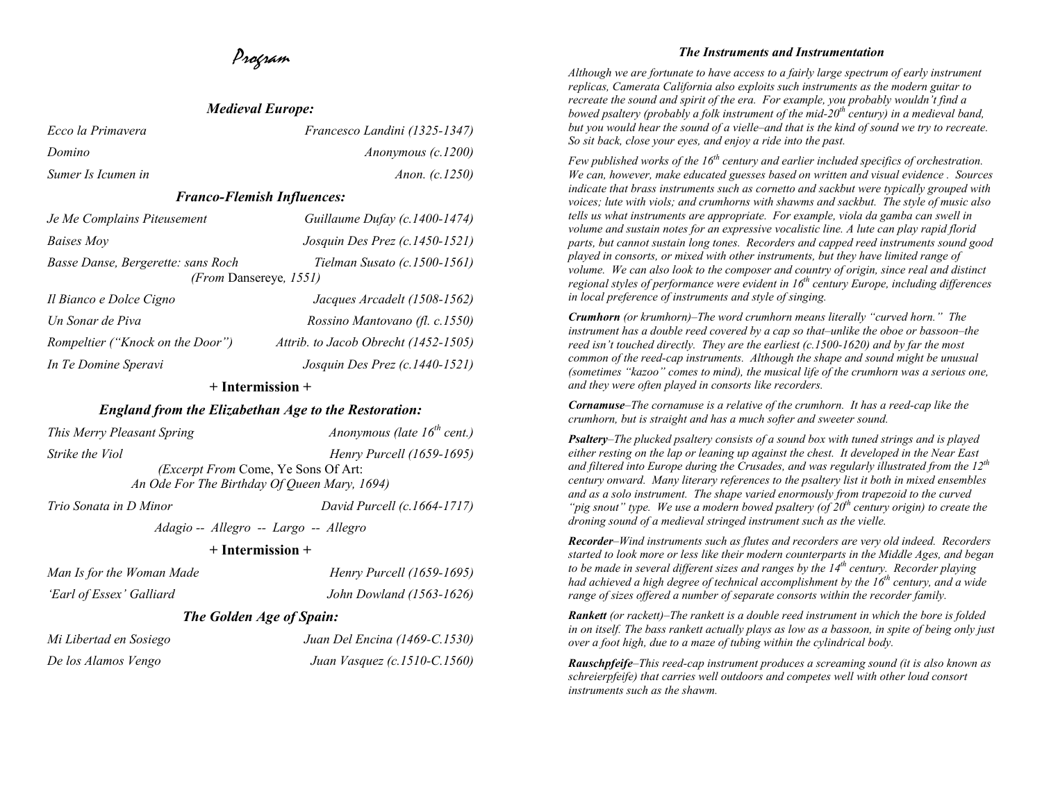# Program

### *Medieval Europe:*

| | |
|---|---|
| *Ecco la Primavera* | *Francesco Landini (1325-1347)* |
| *Domino* | *Anonymous (c.1200)* |
| *Sumer Is Icumen in* | *Anon. (c.1250)* |

### *Franco-Flemish Influences:*

| | |
|---|---|
| *Je Me Complains Piteusement* | *Guillaume Dufay (c.1400-1474)* |
| *Baises Moy* | *Josquin Des Prez (c.1450-1521)* |
| *Basse Danse, Bergerette: sans Roch* *(From* Dansereye*, 1551)* | *Tielman Susato (c.1500-1561)* |
| *Il Bianco e Dolce Cigno* | *Jacques Arcadelt (1508-1562)* |
| *Un Sonar de Piva* | *Rossino Mantovano (fl. c.1550)* |
| *Rompeltier ("Knock on the Door")* | *Attrib. to Jacob Obrecht (1452-1505)* |
| *In Te Domine Speravi* | *Josquin Des Prez (c.1440-1521)* |

**+ Intermission +**

### *England from the Elizabethan Age to the Restoration:*

| | |
|---|---|
| *This Merry Pleasant Spring* | *Anonymous (late 16th cent.)* |
| *Strike the Viol* *(Excerpt From* Come, Ye Sons Of Art: *An Ode For The Birthday Of Queen Mary, 1694)* | *Henry Purcell (1659-1695)* |
| *Trio Sonata in D Minor* *Adagio -- Allegro -- Largo -- Allegro* | *David Purcell (c.1664-1717)* |

**+ Intermission +**

| | |
|---|---|
| *Man Is for the Woman Made* | *Henry Purcell (1659-1695)* |
| *'Earl of Essex' Galliard* | *John Dowland (1563-1626)* |

### *The Golden Age of Spain:*

| | |
|---|---|
| *Mi Libertad en Sosiego* | *Juan Del Encina (1469-C.1530)* |
| *De los Alamos Vengo* | *Juan Vasquez (c.1510-C.1560)* |

### *The Instruments and Instrumentation*

*Although we are fortunate to have access to a fairly large spectrum of early instrument replicas, Camerata California also exploits such instruments as the modern guitar to recreate the sound and spirit of the era. For example, you probably wouldn't find a bowed psaltery (probably a folk instrument of the mid-20th century) in a medieval band, but you would hear the sound of a vielle–and that is the kind of sound we try to recreate. So sit back, close your eyes, and enjoy a ride into the past.*

*Few published works of the 16th century and earlier included specifics of orchestration. We can, however, make educated guesses based on written and visual evidence . Sources indicate that brass instruments such as cornetto and sackbut were typically grouped with voices; lute with viols; and crumhorns with shawms and sackbut. The style of music also tells us what instruments are appropriate. For example, viola da gamba can swell in volume and sustain notes for an expressive vocalistic line. A lute can play rapid florid parts, but cannot sustain long tones. Recorders and capped reed instruments sound good played in consorts, or mixed with other instruments, but they have limited range of volume. We can also look to the composer and country of origin, since real and distinct regional styles of performance were evident in 16th century Europe, including differences in local preference of instruments and style of singing.*

***Crumhorn*** *(or krumhorn)–The word crumhorn means literally "curved horn." The instrument has a double reed covered by a cap so that–unlike the oboe or bassoon–the reed isn't touched directly. They are the earliest (c.1500-1620) and by far the most common of the reed-cap instruments. Although the shape and sound might be unusual (sometimes "kazoo" comes to mind), the musical life of the crumhorn was a serious one, and they were often played in consorts like recorders.*

***Cornamuse****–The cornamuse is a relative of the crumhorn. It has a reed-cap like the crumhorn, but is straight and has a much softer and sweeter sound.*

***Psaltery****–The plucked psaltery consists of a sound box with tuned strings and is played either resting on the lap or leaning up against the chest. It developed in the Near East and filtered into Europe during the Crusades, and was regularly illustrated from the 12th century onward. Many literary references to the psaltery list it both in mixed ensembles and as a solo instrument. The shape varied enormously from trapezoid to the curved "pig snout" type. We use a modern bowed psaltery (of 20th century origin) to create the droning sound of a medieval stringed instrument such as the vielle.*

***Recorder****–Wind instruments such as flutes and recorders are very old indeed. Recorders started to look more or less like their modern counterparts in the Middle Ages, and began to be made in several different sizes and ranges by the 14th century. Recorder playing had achieved a high degree of technical accomplishment by the 16th century, and a wide range of sizes offered a number of separate consorts within the recorder family.*

***Rankett*** *(or rackett)–The rankett is a double reed instrument in which the bore is folded in on itself. The bass rankett actually plays as low as a bassoon, in spite of being only just over a foot high, due to a maze of tubing within the cylindrical body.*

***Rauschpfeife****–This reed-cap instrument produces a screaming sound (it is also known as schreierpfeife) that carries well outdoors and competes well with other loud consort instruments such as the shawm.*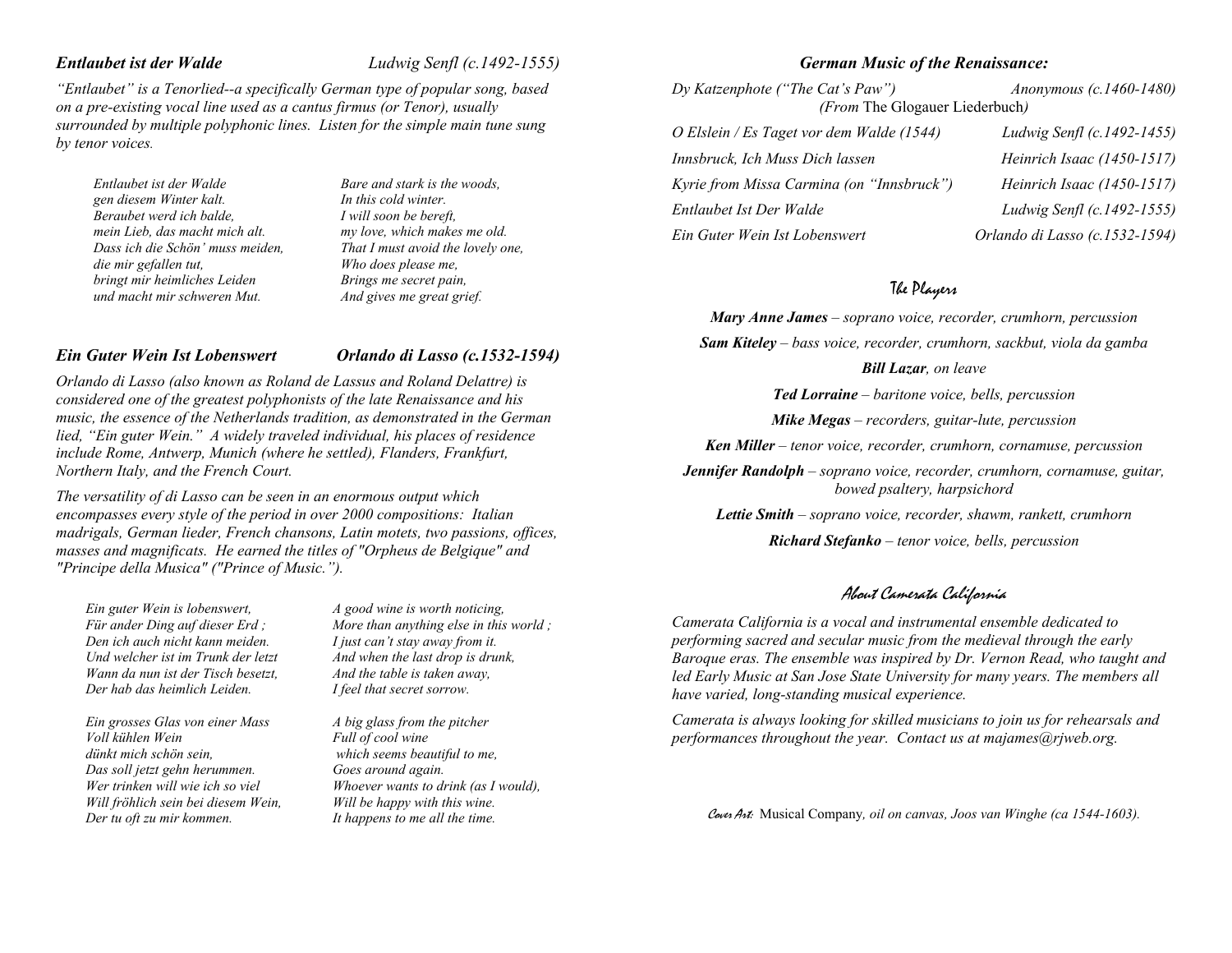### *Entlaubet ist der Walde* — *Ludwig Senfl (c.1492-1555)*

*"Entlaubet" is a Tenorlied--a specifically German type of popular song, based on a pre-existing vocal line used as a cantus firmus (or Tenor), usually surrounded by multiple polyphonic lines. Listen for the simple main tune sung by tenor voices.*

| | |
|---|---|
| *Entlaubet ist der Walde* | *Bare and stark is the woods,* |
| *gen diesem Winter kalt.* | *In this cold winter.* |
| *Beraubet werd ich balde,* | *I will soon be bereft,* |
| *mein Lieb, das macht mich alt.* | *my love, which makes me old.* |
| *Dass ich die Schön' muss meiden,* | *That I must avoid the lovely one,* |
| *die mir gefallen tut,* | *Who does please me,* |
| *bringt mir heimliches Leiden* | *Brings me secret pain,* |
| *und macht mir schweren Mut.* | *And gives me great grief.* |

### *Ein Guter Wein Ist Lobenswert* — *Orlando di Lasso (c.1532-1594)*

*Orlando di Lasso (also known as Roland de Lassus and Roland Delattre) is considered one of the greatest polyphonists of the late Renaissance and his music, the essence of the Netherlands tradition, as demonstrated in the German lied, "Ein guter Wein." A widely traveled individual, his places of residence include Rome, Antwerp, Munich (where he settled), Flanders, Frankfurt, Northern Italy, and the French Court.*

*The versatility of di Lasso can be seen in an enormous output which encompasses every style of the period in over 2000 compositions: Italian madrigals, German lieder, French chansons, Latin motets, two passions, offices, masses and magnificats. He earned the titles of "Orpheus de Belgique" and "Principe della Musica" ("Prince of Music.").*

| | |
|---|---|
| *Ein guter Wein is lobenswert,* | *A good wine is worth noticing,* |
| *Für ander Ding auf dieser Erd ;* | *More than anything else in this world ;* |
| *Den ich auch nicht kann meiden.* | *I just can't stay away from it.* |
| *Und welcher ist im Trunk der letzt* | *And when the last drop is drunk,* |
| *Wann da nun ist der Tisch besetzt,* | *And the table is taken away,* |
| *Der hab das heimlich Leiden.* | *I feel that secret sorrow.* |
| | |
| *Ein grosses Glas von einer Mass* | *A big glass from the pitcher* |
| *Voll kühlen Wein* | *Full of cool wine* |
| *dünkt mich schön sein,* | *which seems beautiful to me,* |
| *Das soll jetzt gehn herummen.* | *Goes around again.* |
| *Wer trinken will wie ich so viel* | *Whoever wants to drink (as I would),* |
| *Will fröhlich sein bei diesem Wein,* | *Will be happy with this wine.* |
| *Der tu oft zu mir kommen.* | *It happens to me all the time.* |

### *German Music of the Renaissance:*

| | |
|---|---|
| *Dy Katzenphote ("The Cat's Paw")* (*From* The Glogauer Liederbuch) | *Anonymous (c.1460-1480)* |
| *O Elslein / Es Taget vor dem Walde (1544)* | *Ludwig Senfl (c.1492-1455)* |
| *Innsbruck, Ich Muss Dich lassen* | *Heinrich Isaac (1450-1517)* |
| *Kyrie from Missa Carmina (on "Innsbruck")* | *Heinrich Isaac (1450-1517)* |
| *Entlaubet Ist Der Walde* | *Ludwig Senfl (c.1492-1555)* |
| *Ein Guter Wein Ist Lobenswert* | *Orlando di Lasso (c.1532-1594)* |

## The Players

***Mary Anne James*** *– soprano voice, recorder, crumhorn, percussion*

***Sam Kiteley*** *– bass voice, recorder, crumhorn, sackbut, viola da gamba*

***Bill Lazar****, on leave*

***Ted Lorraine*** *– baritone voice, bells, percussion*

***Mike Megas*** *– recorders, guitar-lute, percussion*

***Ken Miller*** *– tenor voice, recorder, crumhorn, cornamuse, percussion*

***Jennifer Randolph*** *– soprano voice, recorder, crumhorn, cornamuse, guitar, bowed psaltery, harpsichord*

***Lettie Smith*** *– soprano voice, recorder, shawm, rankett, crumhorn*

***Richard Stefanko*** *– tenor voice, bells, percussion*

## About Camerata California

*Camerata California is a vocal and instrumental ensemble dedicated to performing sacred and secular music from the medieval through the early Baroque eras. The ensemble was inspired by Dr. Vernon Read, who taught and led Early Music at San Jose State University for many years. The members all have varied, long-standing musical experience.*

*Camerata is always looking for skilled musicians to join us for rehearsals and performances throughout the year. Contact us at majames@rjweb.org.*

*Cover Art:* Musical Company*, oil on canvas, Joos van Winghe (ca 1544-1603).*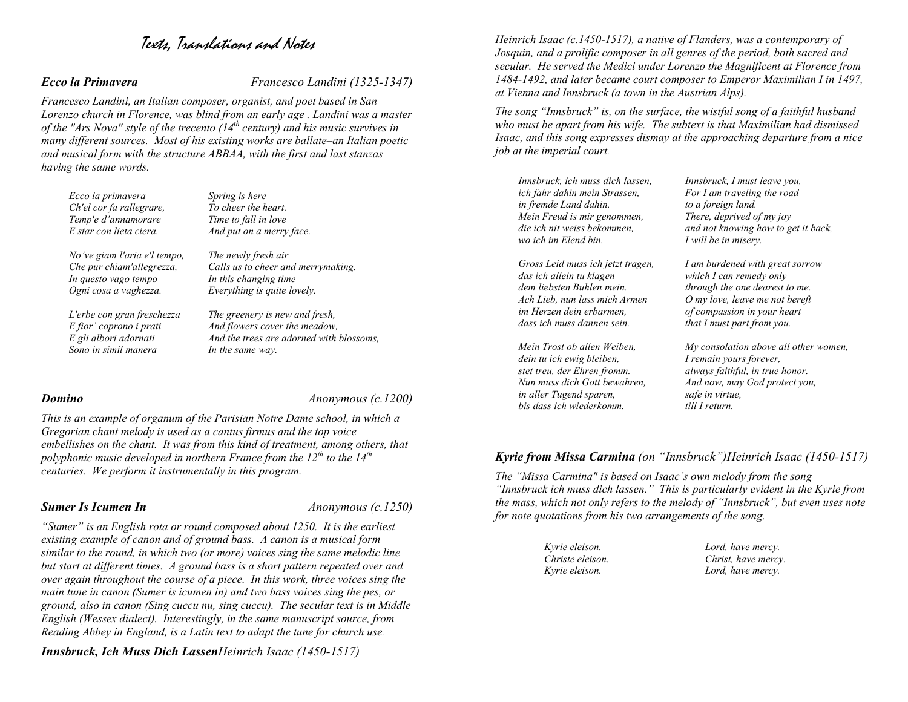# Texts, Translations and Notes

***Ecco la Primavera*** — *Francesco Landini (1325-1347)*

*Francesco Landini, an Italian composer, organist, and poet based in San Lorenzo church in Florence, was blind from an early age . Landini was a master of the "Ars Nova" style of the trecento (14th century) and his music survives in many different sources. Most of his existing works are ballate–an Italian poetic and musical form with the structure ABBAA, with the first and last stanzas having the same words.*

| | |
|---|---|
| *Ecco la primavera* | *Spring is here* |
| *Ch'el cor fa rallegrare,* | *To cheer the heart.* |
| *Temp'e d'annamorare* | *Time to fall in love* |
| *E star con lieta ciera.* | *And put on a merry face.* |
| | |
| *No've giam l'aria e'l tempo,* | *The newly fresh air* |
| *Che pur chiam'allegrezza,* | *Calls us to cheer and merrymaking.* |
| *In questo vago tempo* | *In this changing time* |
| *Ogni cosa a vaghezza.* | *Everything is quite lovely.* |
| | |
| *L'erbe con gran freschezza* | *The greenery is new and fresh,* |
| *E fior' coprono i prati* | *And flowers cover the meadow,* |
| *E gli albori adornati* | *And the trees are adorned with blossoms,* |
| *Sono in simil manera* | *In the same way.* |

***Domino*** — *Anonymous (c.1200)*

*This is an example of organum of the Parisian Notre Dame school, in which a Gregorian chant melody is used as a cantus firmus and the top voice embellishes on the chant. It was from this kind of treatment, among others, that polyphonic music developed in northern France from the 12th to the 14th centuries. We perform it instrumentally in this program.*

***Sumer Is Icumen In*** — *Anonymous (c.1250)*

*"Sumer" is an English rota or round composed about 1250. It is the earliest existing example of canon and of ground bass. A canon is a musical form similar to the round, in which two (or more) voices sing the same melodic line but start at different times. A ground bass is a short pattern repeated over and over again throughout the course of a piece. In this work, three voices sing the main tune in canon (Sumer is icumen in) and two bass voices sing the pes, or ground, also in canon (Sing cuccu nu, sing cuccu). The secular text is in Middle English (Wessex dialect). Interestingly, in the same manuscript source, from Reading Abbey in England, is a Latin text to adapt the tune for church use.*

***Innsbruck, Ich Muss Dich Lassen*** *Heinrich Isaac (1450-1517)*

*Heinrich Isaac (c.1450-1517), a native of Flanders, was a contemporary of Josquin, and a prolific composer in all genres of the period, both sacred and secular. He served the Medici under Lorenzo the Magnificent at Florence from 1484-1492, and later became court composer to Emperor Maximilian I in 1497, at Vienna and Innsbruck (a town in the Austrian Alps).*

*The song "Innsbruck" is, on the surface, the wistful song of a faithful husband who must be apart from his wife. The subtext is that Maximilian had dismissed Isaac, and this song expresses dismay at the approaching departure from a nice job at the imperial court.*

| | |
|---|---|
| *Innsbruck, ich muss dich lassen,* | *Innsbruck, I must leave you,* |
| *ich fahr dahin mein Strassen,* | *For I am traveling the road* |
| *in fremde Land dahin.* | *to a foreign land.* |
| *Mein Freud is mir genommen,* | *There, deprived of my joy* |
| *die ich nit weiss bekommen,* | *and not knowing how to get it back,* |
| *wo ich im Elend bin.* | *I will be in misery.* |
| | |
| *Gross Leid muss ich jetzt tragen,* | *I am burdened with great sorrow* |
| *das ich allein tu klagen* | *which I can remedy only* |
| *dem liebsten Buhlen mein.* | *through the one dearest to me.* |
| *Ach Lieb, nun lass mich Armen* | *O my love, leave me not bereft* |
| *im Herzen dein erbarmen,* | *of compassion in your heart* |
| *dass ich muss dannen sein.* | *that I must part from you.* |
| | |
| *Mein Trost ob allen Weiben,* | *My consolation above all other women,* |
| *dein tu ich ewig bleiben,* | *I remain yours forever,* |
| *stet treu, der Ehren fromm.* | *always faithful, in true honor.* |
| *Nun muss dich Gott bewahren,* | *And now, may God protect you,* |
| *in aller Tugend sparen,* | *safe in virtue,* |
| *bis dass ich wiederkomm.* | *till I return.* |

***Kyrie from Missa Carmina*** *(on "Innsbruck")Heinrich Isaac (1450-1517)*

*The "Missa Carmina" is based on Isaac's own melody from the song "Innsbruck ich muss dich lassen." This is particularly evident in the Kyrie from the mass, which not only refers to the melody of "Innsbruck", but even uses note for note quotations from his two arrangements of the song.*

| | |
|---|---|
| *Kyrie eleison.* | *Lord, have mercy.* |
| *Christe eleison.* | *Christ, have mercy.* |
| *Kyrie eleison.* | *Lord, have mercy.* |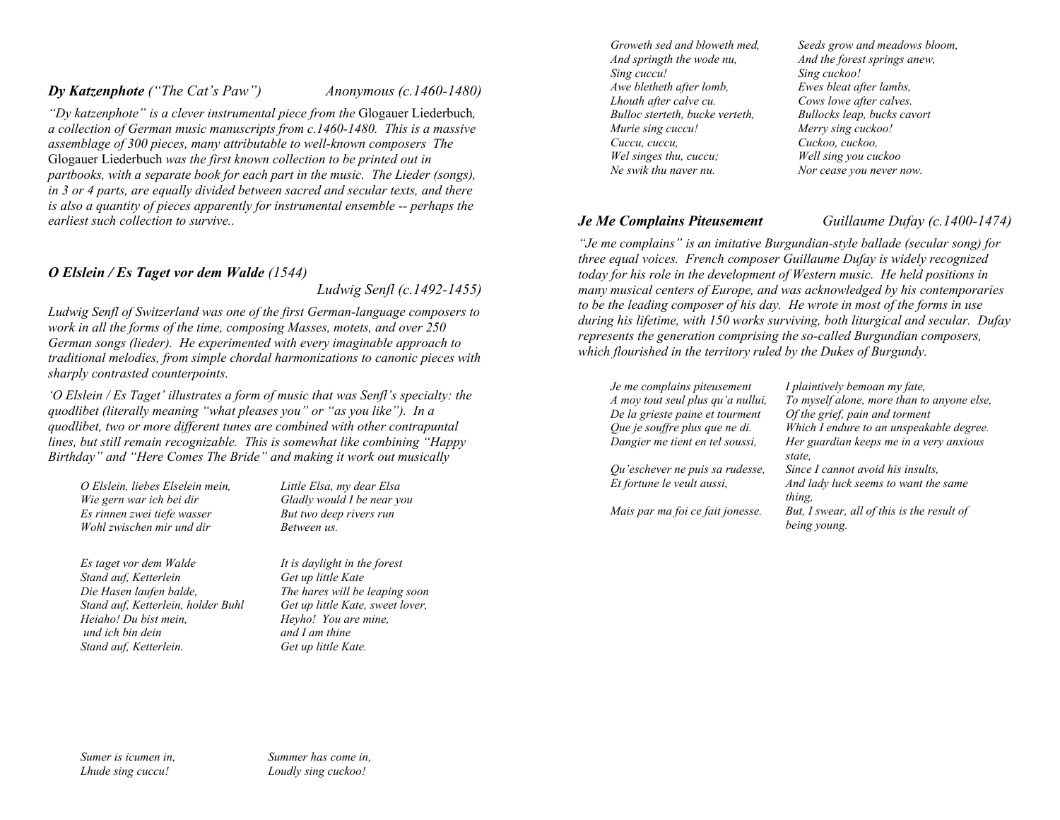### *Dy Katzenphote* (*"The Cat's Paw"*) — *Anonymous (c.1460-1480)*

*"Dy katzenphote" is a clever instrumental piece from the* Glogauer Liederbuch*, a collection of German music manuscripts from c.1460-1480. This is a massive assemblage of 300 pieces, many attributable to well-known composers The* Glogauer Liederbuch *was the first known collection to be printed out in partbooks, with a separate book for each part in the music. The Lieder (songs), in 3 or 4 parts, are equally divided between sacred and secular texts, and there is also a quantity of pieces apparently for instrumental ensemble -- perhaps the earliest such collection to survive..*

### *O Elslein / Es Taget vor dem Walde (1544)* — *Ludwig Senfl (c.1492-1455)*

*Ludwig Senfl of Switzerland was one of the first German-language composers to work in all the forms of the time, composing Masses, motets, and over 250 German songs (lieder). He experimented with every imaginable approach to traditional melodies, from simple chordal harmonizations to canonic pieces with sharply contrasted counterpoints.*

*'O Elslein / Es Taget' illustrates a form of music that was Senfl's specialty: the quodlibet (literally meaning "what pleases you" or "as you like"). In a quodlibet, two or more different tunes are combined with other contrapuntal lines, but still remain recognizable. This is somewhat like combining "Happy Birthday" and "Here Comes The Bride" and making it work out musically*

| | |
|---|---|
| *O Elslein, liebes Elselein mein,* | *Little Elsa, my dear Elsa* |
| *Wie gern war ich bei dir* | *Gladly would I be near you* |
| *Es rinnen zwei tiefe wasser* | *But two deep rivers run* |
| *Wohl zwischen mir und dir* | *Between us.* |
| | |
| *Es taget vor dem Walde* | *It is daylight in the forest* |
| *Stand auf, Ketterlein* | *Get up little Kate* |
| *Die Hasen laufen balde,* | *The hares will be leaping soon* |
| *Stand auf, Ketterlein, holder Buhl* | *Get up little Kate, sweet lover,* |
| *Heiaho! Du bist mein,* | *Heyho! You are mine,* |
| *und ich bin dein* | *and I am thine* |
| *Stand auf, Ketterlein.* | *Get up little Kate.* |

| | |
|---|---|
| *Sumer is icumen in,* | *Summer has come in,* |
| *Lhude sing cuccu!* | *Loudly sing cuckoo!* |
| *Groweth sed and bloweth med,* | *Seeds grow and meadows bloom,* |
| *And springth the wode nu,* | *And the forest springs anew,* |
| *Sing cuccu!* | *Sing cuckoo!* |
| *Awe bletheth after lomb,* | *Ewes bleat after lambs,* |
| *Lhouth after calve cu.* | *Cows lowe after calves.* |
| *Bulloc sterteth, bucke verteth,* | *Bullocks leap, bucks cavort* |
| *Murie sing cuccu!* | *Merry sing cuckoo!* |
| *Cuccu, cuccu,* | *Cuckoo, cuckoo,* |
| *Wel singes thu, cuccu;* | *Well sing you cuckoo* |
| *Ne swik thu naver nu.* | *Nor cease you never now.* |

### *Je Me Complains Piteusement* — *Guillaume Dufay (c.1400-1474)*

*"Je me complains" is an imitative Burgundian-style ballade (secular song) for three equal voices. French composer Guillaume Dufay is widely recognized today for his role in the development of Western music. He held positions in many musical centers of Europe, and was acknowledged by his contemporaries to be the leading composer of his day. He wrote in most of the forms in use during his lifetime, with 150 works surviving, both liturgical and secular. Dufay represents the generation comprising the so-called Burgundian composers, which flourished in the territory ruled by the Dukes of Burgundy.*

| | |
|---|---|
| *Je me complains piteusement* | *I plaintively bemoan my fate,* |
| *A moy tout seul plus qu'a nullui,* | *To myself alone, more than to anyone else,* |
| *De la grieste paine et tourment* | *Of the grief, pain and torment* |
| *Que je souffre plus que ne di.* | *Which I endure to an unspeakable degree.* |
| *Dangier me tient en tel soussi,* | *Her guardian keeps me in a very anxious state,* |
| *Qu'eschever ne puis sa rudesse,* | *Since I cannot avoid his insults,* |
| *Et fortune le veult aussi,* | *And lady luck seems to want the same thing,* |
| *Mais par ma foi ce fait jonesse.* | *But, I swear, all of this is the result of being young.* |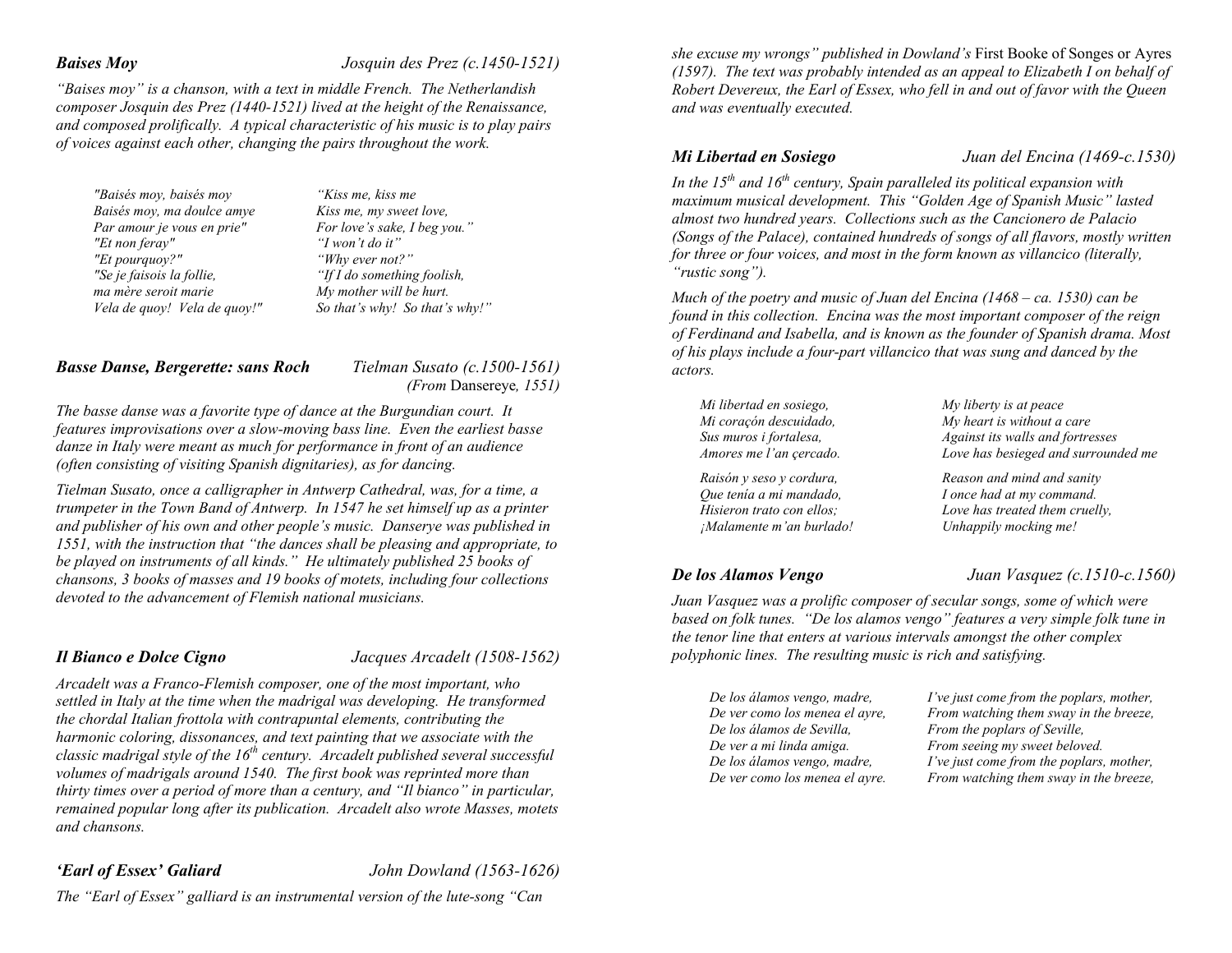***Baises Moy*** *Josquin des Prez (c.1450-1521)*

*"Baises moy" is a chanson, with a text in middle French. The Netherlandish composer Josquin des Prez (1440-1521) lived at the height of the Renaissance, and composed prolifically. A typical characteristic of his music is to play pairs of voices against each other, changing the pairs throughout the work.*

| | |
|---|---|
| *"Baisés moy, baisés moy* | *"Kiss me, kiss me* |
| *Baisés moy, ma doulce amye* | *Kiss me, my sweet love,* |
| *Par amour je vous en prie"* | *For love's sake, I beg you."* |
| *"Et non feray"* | *"I won't do it"* |
| *"Et pourquoy?"* | *"Why ever not?"* |
| *"Se je faisois la follie,* | *"If I do something foolish,* |
| *ma mère seroit marie* | *My mother will be hurt.* |
| *Vela de quoy! Vela de quoy!"* | *So that's why! So that's why!"* |

***Basse Danse, Bergerette: sans Roch*** *Tielman Susato (c.1500-1561)*
*(From* Dansereye*, 1551)*

*The basse danse was a favorite type of dance at the Burgundian court. It features improvisations over a slow-moving bass line. Even the earliest basse danze in Italy were meant as much for performance in front of an audience (often consisting of visiting Spanish dignitaries), as for dancing.*

*Tielman Susato, once a calligrapher in Antwerp Cathedral, was, for a time, a trumpeter in the Town Band of Antwerp. In 1547 he set himself up as a printer and publisher of his own and other people's music. Danserye was published in 1551, with the instruction that "the dances shall be pleasing and appropriate, to be played on instruments of all kinds." He ultimately published 25 books of chansons, 3 books of masses and 19 books of motets, including four collections devoted to the advancement of Flemish national musicians.*

***Il Bianco e Dolce Cigno*** *Jacques Arcadelt (1508-1562)*

*Arcadelt was a Franco-Flemish composer, one of the most important, who settled in Italy at the time when the madrigal was developing. He transformed the chordal Italian frottola with contrapuntal elements, contributing the harmonic coloring, dissonances, and text painting that we associate with the classic madrigal style of the 16th century. Arcadelt published several successful volumes of madrigals around 1540. The first book was reprinted more than thirty times over a period of more than a century, and "Il bianco" in particular, remained popular long after its publication. Arcadelt also wrote Masses, motets and chansons.*

***'Earl of Essex' Galiard*** *John Dowland (1563-1626)*

*The "Earl of Essex" galliard is an instrumental version of the lute-song "Can she excuse my wrongs" published in Dowland's* First Booke of Songes or Ayres *(1597). The text was probably intended as an appeal to Elizabeth I on behalf of Robert Devereux, the Earl of Essex, who fell in and out of favor with the Queen and was eventually executed.*

***Mi Libertad en Sosiego*** *Juan del Encina (1469-c.1530)*

*In the 15th and 16th century, Spain paralleled its political expansion with maximum musical development. This "Golden Age of Spanish Music" lasted almost two hundred years. Collections such as the Cancionero de Palacio (Songs of the Palace), contained hundreds of songs of all flavors, mostly written for three or four voices, and most in the form known as villancico (literally, "rustic song").*

*Much of the poetry and music of Juan del Encina (1468 – ca. 1530) can be found in this collection. Encina was the most important composer of the reign of Ferdinand and Isabella, and is known as the founder of Spanish drama. Most of his plays include a four-part villancico that was sung and danced by the actors.*

| | |
|---|---|
| *Mi libertad en sosiego,* | *My liberty is at peace* |
| *Mi coraçón descuidado,* | *My heart is without a care* |
| *Sus muros i fortalesa,* | *Against its walls and fortresses* |
| *Amores me l'an çercado.* | *Love has besieged and surrounded me* |
| *Raisón y seso y cordura,* | *Reason and mind and sanity* |
| *Que tenía a mi mandado,* | *I once had at my command.* |
| *Hisieron trato con ellos;* | *Love has treated them cruelly,* |
| *¡Malamente m'an burlado!* | *Unhappily mocking me!* |

***De los Alamos Vengo*** *Juan Vasquez (c.1510-c.1560)*

*Juan Vasquez was a prolific composer of secular songs, some of which were based on folk tunes. "De los alamos vengo" features a very simple folk tune in the tenor line that enters at various intervals amongst the other complex polyphonic lines. The resulting music is rich and satisfying.*

| | |
|---|---|
| *De los álamos vengo, madre,* | *I've just come from the poplars, mother,* |
| *De ver como los menea el ayre,* | *From watching them sway in the breeze,* |
| *De los álamos de Sevilla,* | *From the poplars of Seville,* |
| *De ver a mi linda amiga.* | *From seeing my sweet beloved.* |
| *De los álamos vengo, madre,* | *I've just come from the poplars, mother,* |
| *De ver como los menea el ayre.* | *From watching them sway in the breeze,* |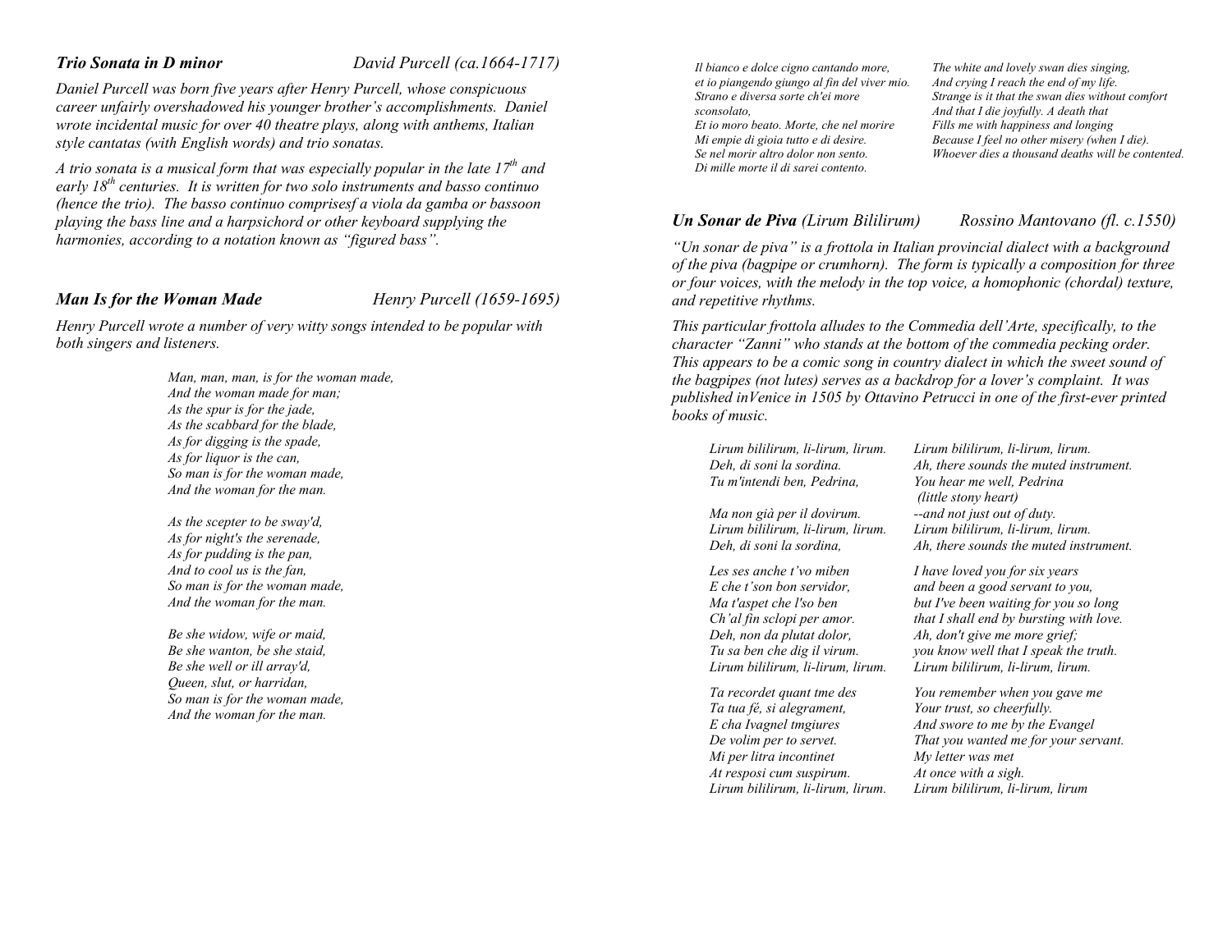***Trio Sonata in D minor*** *David Purcell (ca.1664-1717)*

*Daniel Purcell was born five years after Henry Purcell, whose conspicuous career unfairly overshadowed his younger brother's accomplishments. Daniel wrote incidental music for over 40 theatre plays, along with anthems, Italian style cantatas (with English words) and trio sonatas.*

*A trio sonata is a musical form that was especially popular in the late 17th and early 18th centuries. It is written for two solo instruments and basso continuo (hence the trio). The basso continuo comprisesf a viola da gamba or bassoon playing the bass line and a harpsichord or other keyboard supplying the harmonies, according to a notation known as "figured bass".*

***Man Is for the Woman Made*** *Henry Purcell (1659-1695)*

*Henry Purcell wrote a number of very witty songs intended to be popular with both singers and listeners.*

*Man, man, man, is for the woman made,*
*And the woman made for man;*
*As the spur is for the jade,*
*As the scabbard for the blade,*
*As for digging is the spade,*
*As for liquor is the can,*
*So man is for the woman made,*
*And the woman for the man.*

*As the scepter to be sway'd,*
*As for night's the serenade,*
*As for pudding is the pan,*
*And to cool us is the fan,*
*So man is for the woman made,*
*And the woman for the man.*

*Be she widow, wife or maid,*
*Be she wanton, be she staid,*
*Be she well or ill array'd,*
*Queen, slut, or harridan,*
*So man is for the woman made,*
*And the woman for the man.*

| | |
|---|---|
| *Il bianco e dolce cigno cantando more,* | *The white and lovely swan dies singing,* |
| *et io piangendo giungo al fin del viver mio.* | *And crying I reach the end of my life.* |
| *Strano e diversa sorte ch'ei more sconsolato,* | *Strange is it that the swan dies without comfort* |
| *Et io moro beato. Morte, che nel morire* | *And that I die joyfully. A death that* |
| *Mi empie di gioia tutto e di desire.* | *Fills me with happiness and longing* |
| *Se nel morir altro dolor non sento.* | *Because I feel no other misery (when I die).* |
| *Di mille morte il di sarei contento.* | *Whoever dies a thousand deaths will be contented.* |

***Un Sonar de Piva*** *(Lirum Bililirum)* *Rossino Mantovano (fl. c.1550)*

*"Un sonar de piva" is a frottola in Italian provincial dialect with a background of the piva (bagpipe or crumhorn). The form is typically a composition for three or four voices, with the melody in the top voice, a homophonic (chordal) texture, and repetitive rhythms.*

*This particular frottola alludes to the Commedia dell'Arte, specifically, to the character "Zanni" who stands at the bottom of the commedia pecking order. This appears to be a comic song in country dialect in which the sweet sound of the bagpipes (not lutes) serves as a backdrop for a lover's complaint. It was published inVenice in 1505 by Ottavino Petrucci in one of the first-ever printed books of music.*

| | |
|---|---|
| *Lirum bililirum, li-lirum, lirum.* | *Lirum bililirum, li-lirum, lirum.* |
| *Deh, di soni la sordina.* | *Ah, there sounds the muted instrument.* |
| *Tu m'intendi ben, Pedrina,* | *You hear me well, Pedrina (little stony heart)* |
| *Ma non già per il dovirum.* | *--and not just out of duty.* |
| *Lirum bililirum, li-lirum, lirum.* | *Lirum bililirum, li-lirum, lirum.* |
| *Deh, di soni la sordina,* | *Ah, there sounds the muted instrument.* |
| | |
| *Les ses anche t'vo miben* | *I have loved you for six years* |
| *E che t'son bon servidor,* | *and been a good servant to you,* |
| *Ma t'aspet che l'so ben* | *but I've been waiting for you so long* |
| *Ch'al fin sclopi per amor.* | *that I shall end by bursting with love.* |
| *Deh, non da plutat dolor,* | *Ah, don't give me more grief;* |
| *Tu sa ben che dig il virum.* | *you know well that I speak the truth.* |
| *Lirum bililirum, li-lirum, lirum.* | *Lirum bililirum, li-lirum, lirum.* |
| | |
| *Ta recordet quant tme des* | *You remember when you gave me* |
| *Ta tua fé, si alegrament,* | *Your trust, so cheerfully.* |
| *E cha Ivagnel tmgiures* | *And swore to me by the Evangel* |
| *De volim per to servet.* | *That you wanted me for your servant.* |
| *Mi per litra incontinet* | *My letter was met* |
| *At resposi cum suspirum.* | *At once with a sigh.* |
| *Lirum bililirum, li-lirum, lirum.* | *Lirum bililirum, li-lirum, lirum* |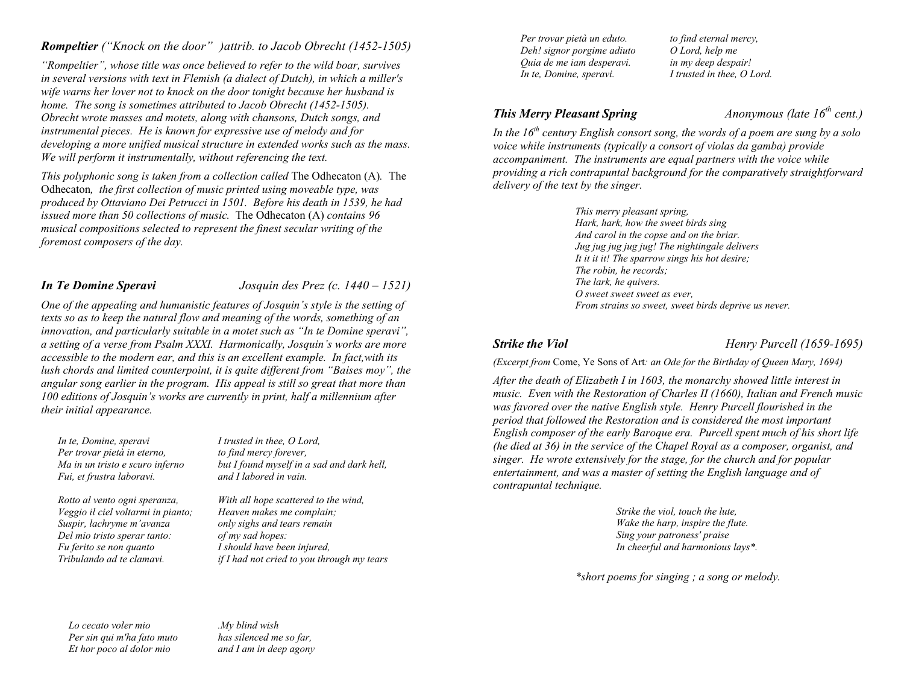***Rompeltier*** *("Knock on the door" )attrib. to Jacob Obrecht (1452-1505)*

*"Rompeltier", whose title was once believed to refer to the wild boar, survives in several versions with text in Flemish (a dialect of Dutch), in which a miller's wife warns her lover not to knock on the door tonight because her husband is home. The song is sometimes attributed to Jacob Obrecht (1452-1505). Obrecht wrote masses and motets, along with chansons, Dutch songs, and instrumental pieces. He is known for expressive use of melody and for developing a more unified musical structure in extended works such as the mass. We will perform it instrumentally, without referencing the text.*

*This polyphonic song is taken from a collection called* The Odhecaton (A). The Odhecaton*, the first collection of music printed using moveable type, was produced by Ottaviano Dei Petrucci in 1501. Before his death in 1539, he had issued more than 50 collections of music.* The Odhecaton (A) *contains 96 musical compositions selected to represent the finest secular writing of the foremost composers of the day.*

***In Te Domine Speravi*** *Josquin des Prez (c. 1440 – 1521)*

*One of the appealing and humanistic features of Josquin's style is the setting of texts so as to keep the natural flow and meaning of the words, something of an innovation, and particularly suitable in a motet such as "In te Domine speravi", a setting of a verse from Psalm XXXI. Harmonically, Josquin's works are more accessible to the modern ear, and this is an excellent example. In fact,with its lush chords and limited counterpoint, it is quite different from "Baises moy", the angular song earlier in the program. His appeal is still so great that more than 100 editions of Josquin's works are currently in print, half a millennium after their initial appearance.*

| | |
|---|---|
| *In te, Domine, speravi* | *I trusted in thee, O Lord,* |
| *Per trovar pietà in eterno,* | *to find mercy forever,* |
| *Ma in un tristo e scuro inferno* | *but I found myself in a sad and dark hell,* |
| *Fui, et frustra laboravi.* | *and I labored in vain.* |
| | |
| *Rotto al vento ogni speranza,* | *With all hope scattered to the wind,* |
| *Veggio il ciel voltarmi in pianto;* | *Heaven makes me complain;* |
| *Suspir, lachryme m'avanza* | *only sighs and tears remain* |
| *Del mio tristo sperar tanto:* | *of my sad hopes:* |
| *Fu ferito se non quanto* | *I should have been injured,* |
| *Tribulando ad te clamavi.* | *if I had not cried to you through my tears* |
| | |
| *Lo cecato voler mio* | *.My blind wish* |
| *Per sin qui m'ha fato muto* | *has silenced me so far,* |
| *Et hor poco al dolor mio* | *and I am in deep agony* |
| *Per trovar pietà un eduto.* | *to find eternal mercy,* |
| *Deh! signor porgime adiuto* | *O Lord, help me* |
| *Quia de me iam desperavi.* | *in my deep despair!* |
| *In te, Domine, speravi.* | *I trusted in thee, O Lord.* |

***This Merry Pleasant Spring*** *Anonymous (late 16th cent.)*

*In the 16th century English consort song, the words of a poem are sung by a solo voice while instruments (typically a consort of violas da gamba) provide accompaniment. The instruments are equal partners with the voice while providing a rich contrapuntal background for the comparatively straightforward delivery of the text by the singer.*

*This merry pleasant spring,*  
*Hark, hark, how the sweet birds sing*  
*And carol in the copse and on the briar.*  
*Jug jug jug jug jug! The nightingale delivers*  
*It it it it! The sparrow sings his hot desire;*  
*The robin, he records;*  
*The lark, he quivers.*  
*O sweet sweet sweet as ever,*  
*From strains so sweet, sweet birds deprive us never.*

***Strike the Viol*** *Henry Purcell (1659-1695)*

*(Excerpt from* Come, Ye Sons of Art*: an Ode for the Birthday of Queen Mary, 1694)*

*After the death of Elizabeth I in 1603, the monarchy showed little interest in music. Even with the Restoration of Charles II (1660), Italian and French music was favored over the native English style. Henry Purcell flourished in the period that followed the Restoration and is considered the most important English composer of the early Baroque era. Purcell spent much of his short life (he died at 36) in the service of the Chapel Royal as a composer, organist, and singer. He wrote extensively for the stage, for the church and for popular entertainment, and was a master of setting the English language and of contrapuntal technique.*

*Strike the viol, touch the lute,*  
*Wake the harp, inspire the flute.*  
*Sing your patroness' praise*  
*In cheerful and harmonious lays*.*

**short poems for singing ; a song or melody.*